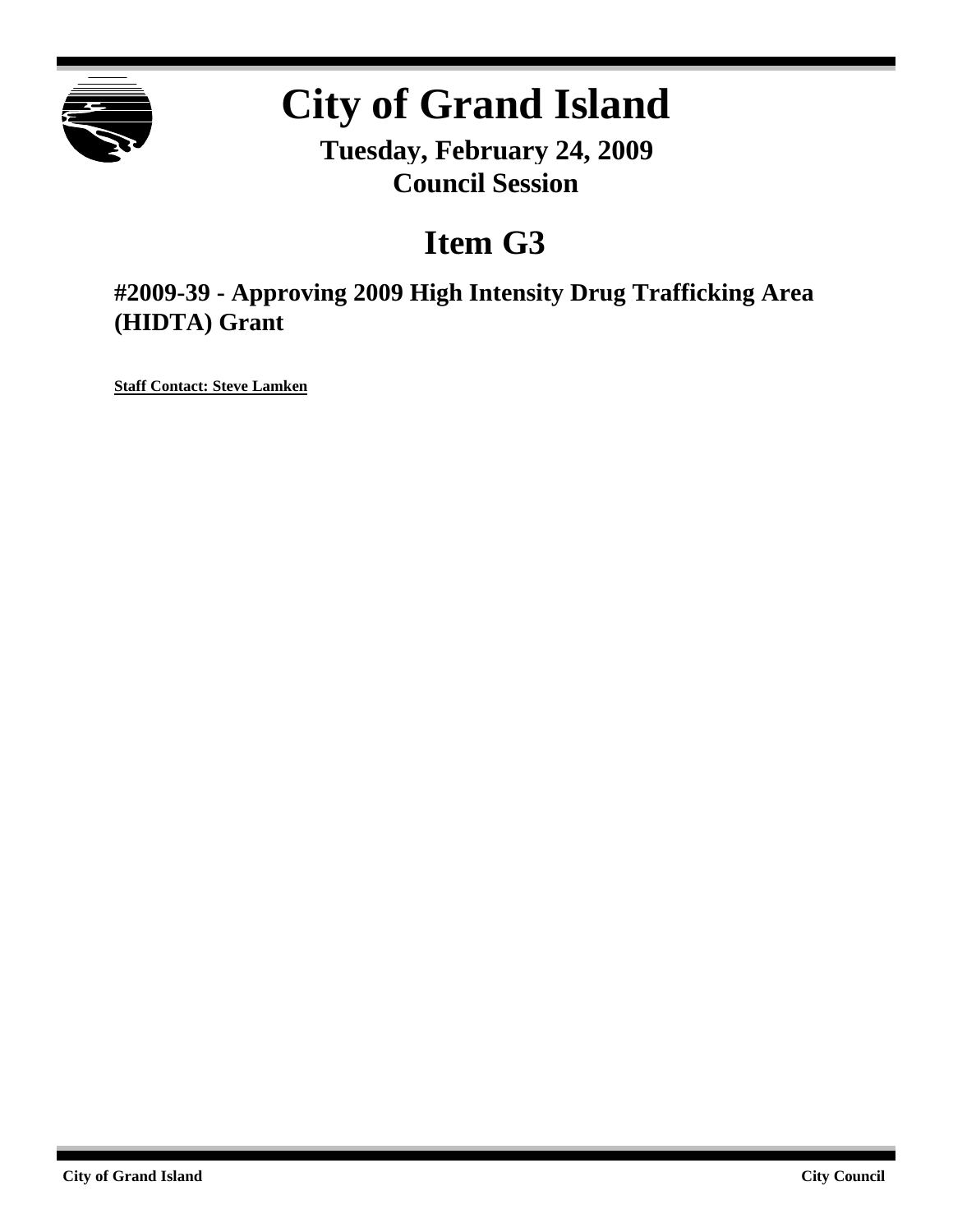# City of Grand Island

**Tuesday, February 24, 2009**
**Council Session**

## Item G3

### #2009-39 - Approving 2009 High Intensity Drug Trafficking Area (HIDTA) Grant

**Staff Contact: Steve Lamken**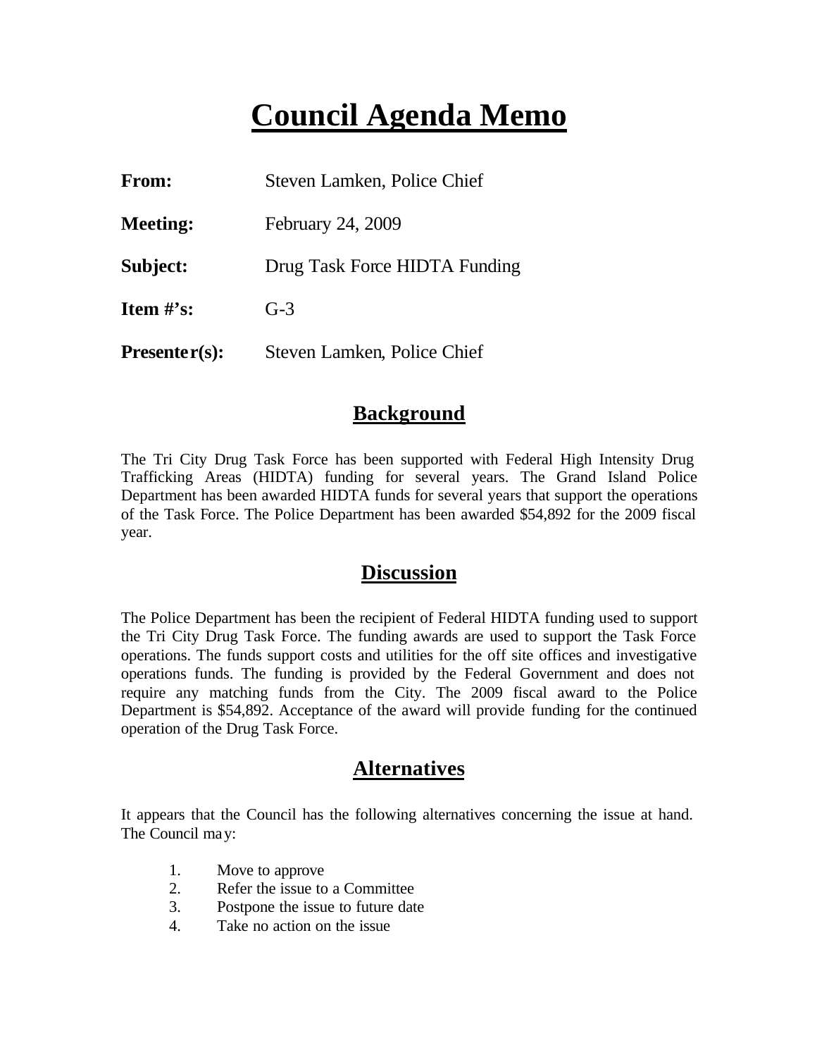# Council Agenda Memo

**From:** Steven Lamken, Police Chief

**Meeting:** February 24, 2009

**Subject:** Drug Task Force HIDTA Funding

**Item #'s:** G-3

**Presenter(s):** Steven Lamken, Police Chief

## Background

The Tri City Drug Task Force has been supported with Federal High Intensity Drug Trafficking Areas (HIDTA) funding for several years. The Grand Island Police Department has been awarded HIDTA funds for several years that support the operations of the Task Force. The Police Department has been awarded $54,892 for the 2009 fiscal year.

## Discussion

The Police Department has been the recipient of Federal HIDTA funding used to support the Tri City Drug Task Force. The funding awards are used to support the Task Force operations. The funds support costs and utilities for the off site offices and investigative operations funds. The funding is provided by the Federal Government and does not require any matching funds from the City. The 2009 fiscal award to the Police Department is $54,892. Acceptance of the award will provide funding for the continued operation of the Drug Task Force.

## Alternatives

It appears that the Council has the following alternatives concerning the issue at hand. The Council may:

1. Move to approve
2. Refer the issue to a Committee
3. Postpone the issue to future date
4. Take no action on the issue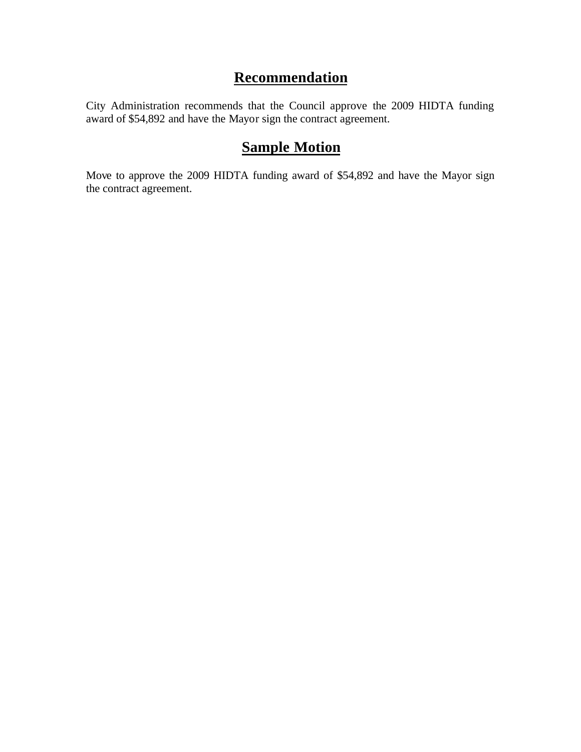## Recommendation

City Administration recommends that the Council approve the 2009 HIDTA funding award of $54,892 and have the Mayor sign the contract agreement.

## Sample Motion

Move to approve the 2009 HIDTA funding award of $54,892 and have the Mayor sign the contract agreement.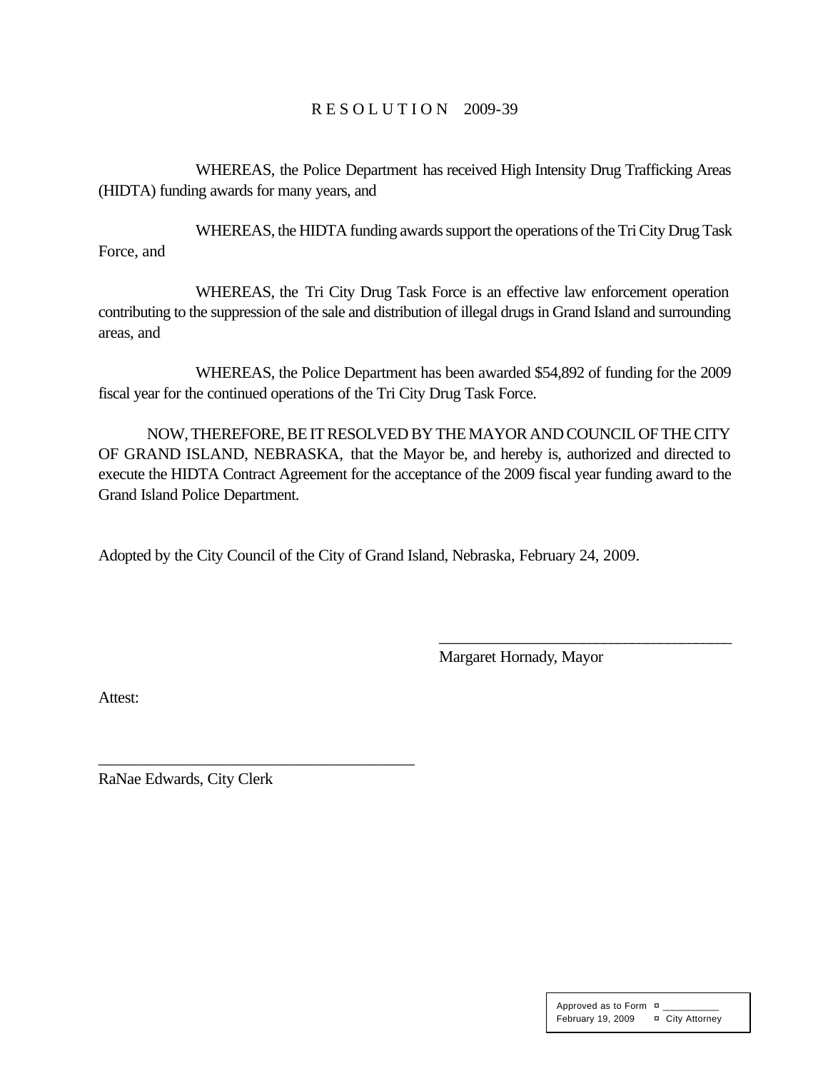# R E S O L U T I O N 2009-39

WHEREAS, the Police Department has received High Intensity Drug Trafficking Areas (HIDTA) funding awards for many years, and

WHEREAS, the HIDTA funding awards support the operations of the Tri City Drug Task Force, and

WHEREAS, the Tri City Drug Task Force is an effective law enforcement operation contributing to the suppression of the sale and distribution of illegal drugs in Grand Island and surrounding areas, and

WHEREAS, the Police Department has been awarded $54,892 of funding for the 2009 fiscal year for the continued operations of the Tri City Drug Task Force.

NOW, THEREFORE, BE IT RESOLVED BY THE MAYOR AND COUNCIL OF THE CITY OF GRAND ISLAND, NEBRASKA, that the Mayor be, and hereby is, authorized and directed to execute the HIDTA Contract Agreement for the acceptance of the 2009 fiscal year funding award to the Grand Island Police Department.

Adopted by the City Council of the City of Grand Island, Nebraska, February 24, 2009.

\_\_\_\_\_\_\_\_\_\_\_\_\_\_\_\_\_\_\_\_\_\_\_\_\_\_\_\_\_\_\_\_\_\_\_\_\_\_\_

Margaret Hornady, Mayor

Attest:

\_\_\_\_\_\_\_\_\_\_\_\_\_\_\_\_\_\_\_\_\_\_\_\_\_\_\_\_\_\_\_\_\_\_\_\_\_\_\_

RaNae Edwards, City Clerk

| | |
|---|---|
| Approved as to Form | ¤ \_\_\_\_\_\_\_\_\_\_ |
| February 19, 2009 | ¤ City Attorney |